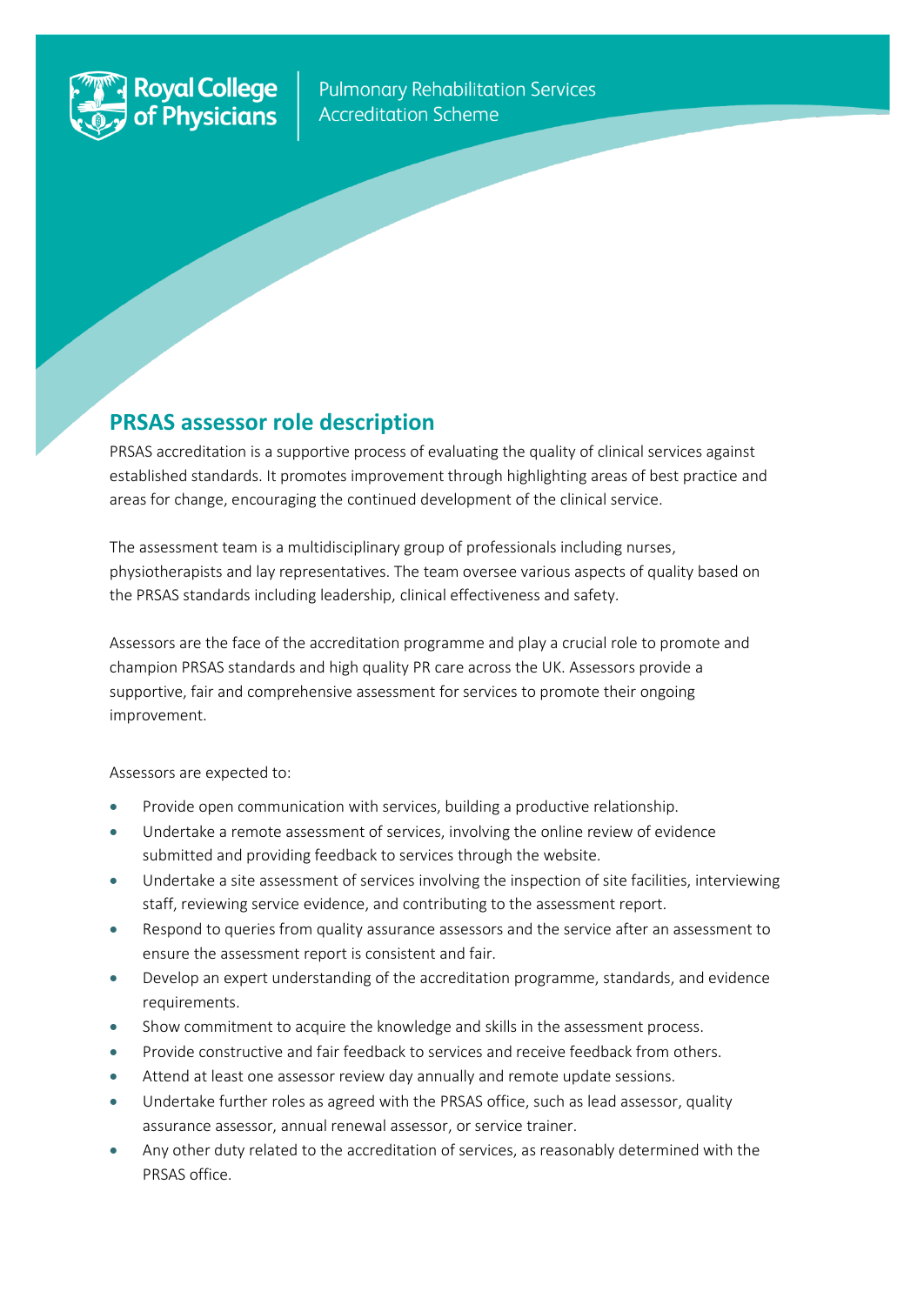Royal College of Physicians | Pulmonary Rehabilitation Services Accreditation Scheme

## PRSAS assessor role description

PRSAS accreditation is a supportive process of evaluating the quality of clinical services against established standards. It promotes improvement through highlighting areas of best practice and areas for change, encouraging the continued development of the clinical service.

The assessment team is a multidisciplinary group of professionals including nurses, physiotherapists and lay representatives. The team oversee various aspects of quality based on the PRSAS standards including leadership, clinical effectiveness and safety.

Assessors are the face of the accreditation programme and play a crucial role to promote and champion PRSAS standards and high quality PR care across the UK. Assessors provide a supportive, fair and comprehensive assessment for services to promote their ongoing improvement.

Assessors are expected to:

- Provide open communication with services, building a productive relationship.
- Undertake a remote assessment of services, involving the online review of evidence submitted and providing feedback to services through the website.
- Undertake a site assessment of services involving the inspection of site facilities, interviewing staff, reviewing service evidence, and contributing to the assessment report.
- Respond to queries from quality assurance assessors and the service after an assessment to ensure the assessment report is consistent and fair.
- Develop an expert understanding of the accreditation programme, standards, and evidence requirements.
- Show commitment to acquire the knowledge and skills in the assessment process.
- Provide constructive and fair feedback to services and receive feedback from others.
- Attend at least one assessor review day annually and remote update sessions.
- Undertake further roles as agreed with the PRSAS office, such as lead assessor, quality assurance assessor, annual renewal assessor, or service trainer.
- Any other duty related to the accreditation of services, as reasonably determined with the PRSAS office.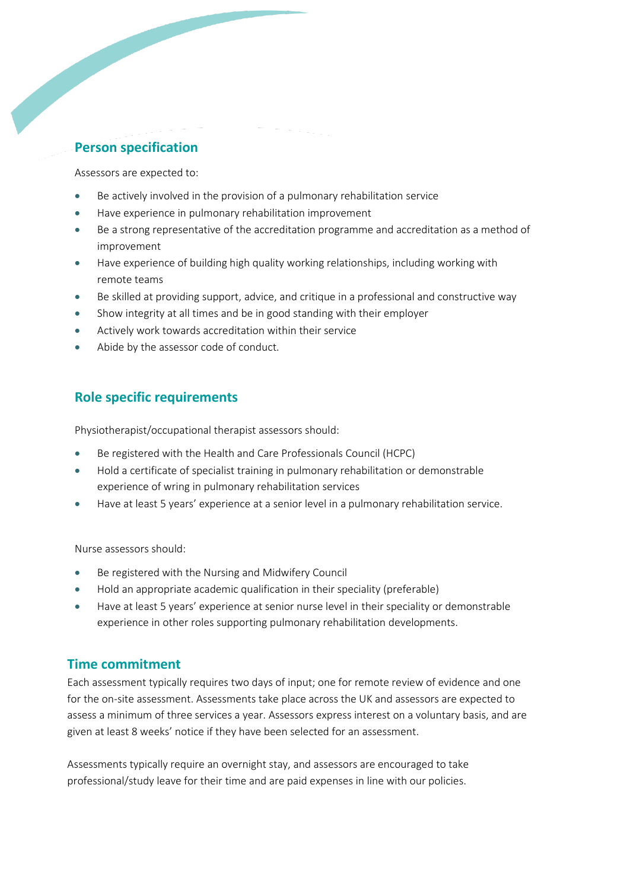## Person specification

Assessors are expected to:

- Be actively involved in the provision of a pulmonary rehabilitation service
- Have experience in pulmonary rehabilitation improvement
- Be a strong representative of the accreditation programme and accreditation as a method of improvement
- Have experience of building high quality working relationships, including working with remote teams
- Be skilled at providing support, advice, and critique in a professional and constructive way
- Show integrity at all times and be in good standing with their employer
- Actively work towards accreditation within their service
- Abide by the assessor code of conduct.

## Role specific requirements

Physiotherapist/occupational therapist assessors should:

- Be registered with the Health and Care Professionals Council (HCPC)
- Hold a certificate of specialist training in pulmonary rehabilitation or demonstrable experience of wring in pulmonary rehabilitation services
- Have at least 5 years' experience at a senior level in a pulmonary rehabilitation service.

Nurse assessors should:

- Be registered with the Nursing and Midwifery Council
- Hold an appropriate academic qualification in their speciality (preferable)
- Have at least 5 years' experience at senior nurse level in their speciality or demonstrable experience in other roles supporting pulmonary rehabilitation developments.

## Time commitment

Each assessment typically requires two days of input; one for remote review of evidence and one for the on-site assessment. Assessments take place across the UK and assessors are expected to assess a minimum of three services a year. Assessors express interest on a voluntary basis, and are given at least 8 weeks' notice if they have been selected for an assessment.

Assessments typically require an overnight stay, and assessors are encouraged to take professional/study leave for their time and are paid expenses in line with our policies.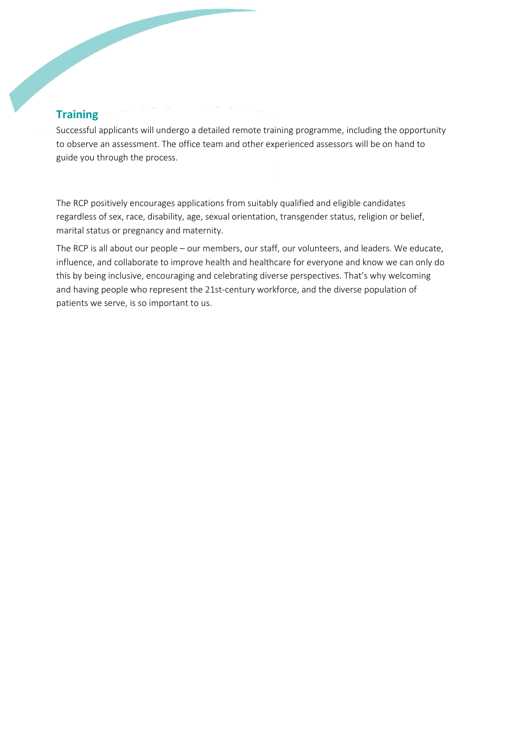## Training

Successful applicants will undergo a detailed remote training programme, including the opportunity to observe an assessment. The office team and other experienced assessors will be on hand to guide you through the process.

The RCP positively encourages applications from suitably qualified and eligible candidates regardless of sex, race, disability, age, sexual orientation, transgender status, religion or belief, marital status or pregnancy and maternity.

The RCP is all about our people – our members, our staff, our volunteers, and leaders. We educate, influence, and collaborate to improve health and healthcare for everyone and know we can only do this by being inclusive, encouraging and celebrating diverse perspectives. That's why welcoming and having people who represent the 21st-century workforce, and the diverse population of patients we serve, is so important to us.